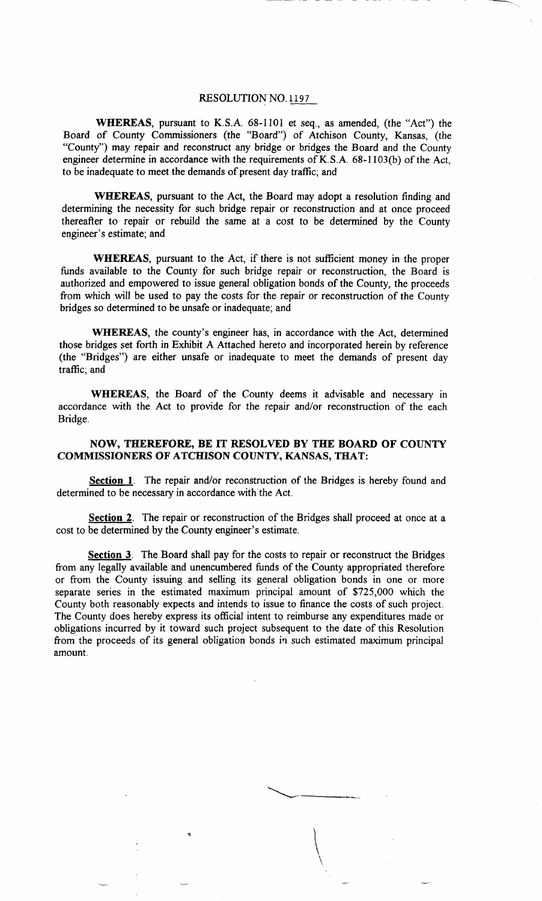# RESOLUTION NO. 1197

**WHEREAS**, pursuant to K.S.A. 68-1101 et seq., as amended, (the "Act") the Board of County Commissioners (the "Board") of Atchison County, Kansas, (the "County") may repair and reconstruct any bridge or bridges the Board and the County engineer determine in accordance with the requirements of K.S.A. 68-1103(b) of the Act, to be inadequate to meet the demands of present day traffic; and

**WHEREAS**, pursuant to the Act, the Board may adopt a resolution finding and determining the necessity for such bridge repair or reconstruction and at once proceed thereafter to repair or rebuild the same at a cost to be determined by the County engineer's estimate; and

**WHEREAS**, pursuant to the Act, if there is not sufficient money in the proper funds available to the County for such bridge repair or reconstruction, the Board is authorized and empowered to issue general obligation bonds of the County, the proceeds from which will be used to pay the costs for the repair or reconstruction of the County bridges so determined to be unsafe or inadequate; and

**WHEREAS**, the county's engineer has, in accordance with the Act, determined those bridges set forth in Exhibit A Attached hereto and incorporated herein by reference (the "Bridges") are either unsafe or inadequate to meet the demands of present day traffic; and

**WHEREAS**, the Board of the County deems it advisable and necessary in accordance with the Act to provide for the repair and/or reconstruction of the each Bridge.

**NOW, THEREFORE, BE IT RESOLVED BY THE BOARD OF COUNTY COMMISSIONERS OF ATCHISON COUNTY, KANSAS, THAT:**

**Section 1**. The repair and/or reconstruction of the Bridges is hereby found and determined to be necessary in accordance with the Act.

**Section 2**. The repair or reconstruction of the Bridges shall proceed at once at a cost to be determined by the County engineer's estimate.

**Section 3**. The Board shall pay for the costs to repair or reconstruct the Bridges from any legally available and unencumbered funds of the County appropriated therefore or from the County issuing and selling its general obligation bonds in one or more separate series in the estimated maximum principal amount of $725,000 which the County both reasonably expects and intends to issue to finance the costs of such project. The County does hereby express its official intent to reimburse any expenditures made or obligations incurred by it toward such project subsequent to the date of this Resolution from the proceeds of its general obligation bonds in such estimated maximum principal amount.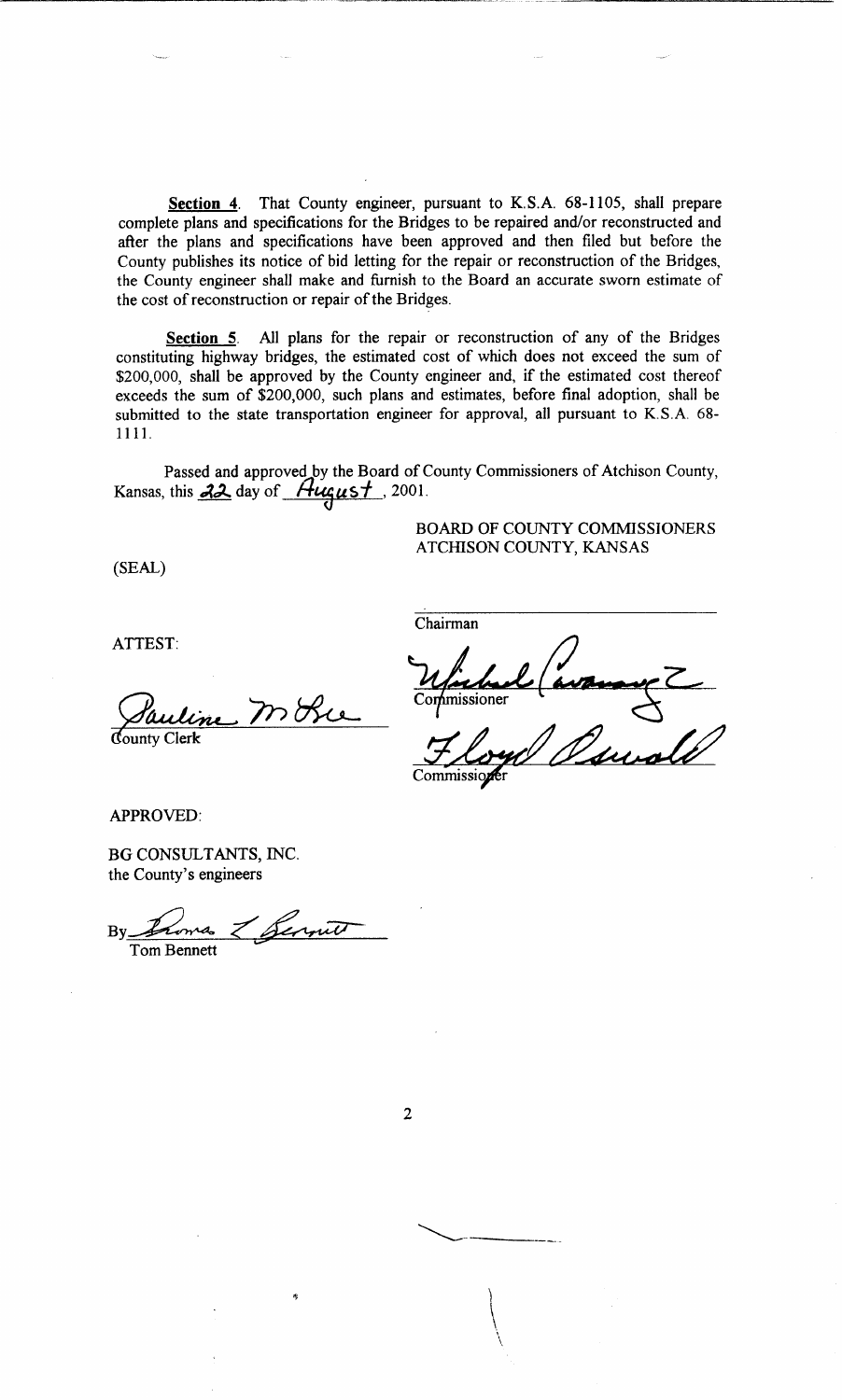**Section 4**. That County engineer, pursuant to K.S.A. 68-1105, shall prepare complete plans and specifications for the Bridges to be repaired and/or reconstructed and after the plans and specifications have been approved and then filed but before the County publishes its notice of bid letting for the repair or reconstruction of the Bridges, the County engineer shall make and furnish to the Board an accurate sworn estimate of the cost of reconstruction or repair of the Bridges.

**Section 5**. All plans for the repair or reconstruction of any of the Bridges constituting highway bridges, the estimated cost of which does not exceed the sum of $200,000, shall be approved by the County engineer and, if the estimated cost thereof exceeds the sum of $200,000, such plans and estimates, before final adoption, shall be submitted to the state transportation engineer for approval, all pursuant to K.S.A. 68-1111.

Passed and approved by the Board of County Commissioners of Atchison County, Kansas, this 22 day of August, 2001.

BOARD OF COUNTY COMMISSIONERS
ATCHISON COUNTY, KANSAS

(SEAL)

______________________
Chairman

ATTEST:

Pauline McBee
County Clerk

Michael Cavanaugh
Commissioner

Floyd Oswald
Commissioner

APPROVED:

BG CONSULTANTS, INC.
the County's engineers

By Thomas L Bennett
Tom Bennett